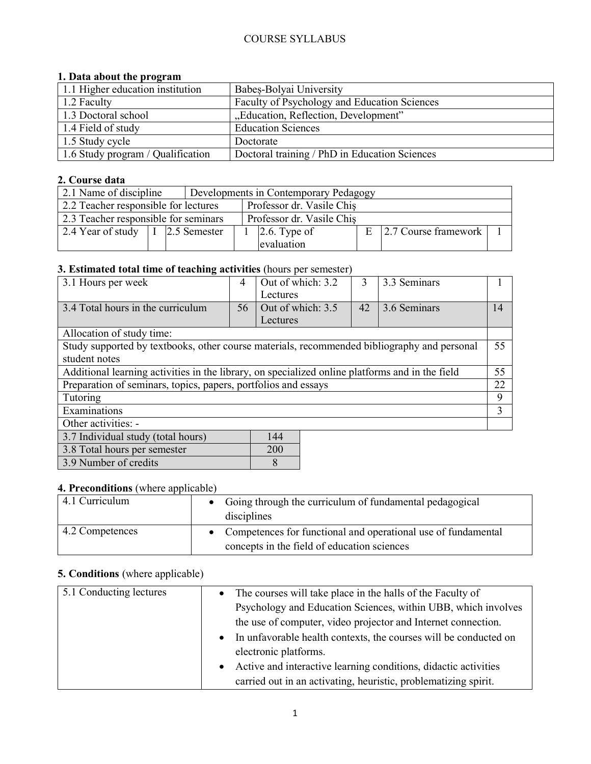COURSE SYLLABUS

**1. Data about the program**

| 1.1 Higher education institution | Babeș-Bolyai University |
|---|---|
| 1.2 Faculty | Faculty of Psychology and Education Sciences |
| 1.3 Doctoral school | „Education, Reflection, Development" |
| 1.4 Field of study | Education Sciences |
| 1.5 Study cycle | Doctorate |
| 1.6 Study program / Qualification | Doctoral training / PhD in Education Sciences |

**2. Course data**

| 2.1 Name of discipline | | Developments in Contemporary Pedagogy | | | | | |
|---|---|---|---|---|---|---|---|
| 2.2 Teacher responsible for lectures | | Professor dr. Vasile Chiş | | | | | |
| 2.3 Teacher responsible for seminars | | Professor dr. Vasile Chiş | | | | | |
| 2.4 Year of study | I | 2.5 Semester | 1 | 2.6. Type of evaluation | E | 2.7 Course framework | 1 |

**3. Estimated total time of teaching activities** (hours per semester)

| 3.1 Hours per week | 4 | Out of which: 3.2 Lectures | 3 | 3.3 Seminars | 1 |
|---|---|---|---|---|---|
| 3.4 Total hours in the curriculum | 56 | Out of which: 3.5 Lectures | 42 | 3.6 Seminars | 14 |
| Allocation of study time: | | | | | |
| Study supported by textbooks, other course materials, recommended bibliography and personal student notes | | | | | 55 |
| Additional learning activities in the library, on specialized online platforms and in the field | | | | | 55 |
| Preparation of seminars, topics, papers, portfolios and essays | | | | | 22 |
| Tutoring | | | | | 9 |
| Examinations | | | | | 3 |
| Other activities: - | | | | | |

| 3.7 Individual study (total hours) | 144 |
|---|---|
| 3.8 Total hours per semester | 200 |
| 3.9 Number of credits | 8 |

**4. Preconditions** (where applicable)

| 4.1 Curriculum | • Going through the curriculum of fundamental pedagogical disciplines |
|---|---|
| 4.2 Competences | • Competences for functional and operational use of fundamental concepts in the field of education sciences |

**5. Conditions** (where applicable)

| 5.1 Conducting lectures | • The courses will take place in the halls of the Faculty of Psychology and Education Sciences, within UBB, which involves the use of computer, video projector and Internet connection. • In unfavorable health contexts, the courses will be conducted on electronic platforms. • Active and interactive learning conditions, didactic activities carried out in an activating, heuristic, problematizing spirit. |
|---|---|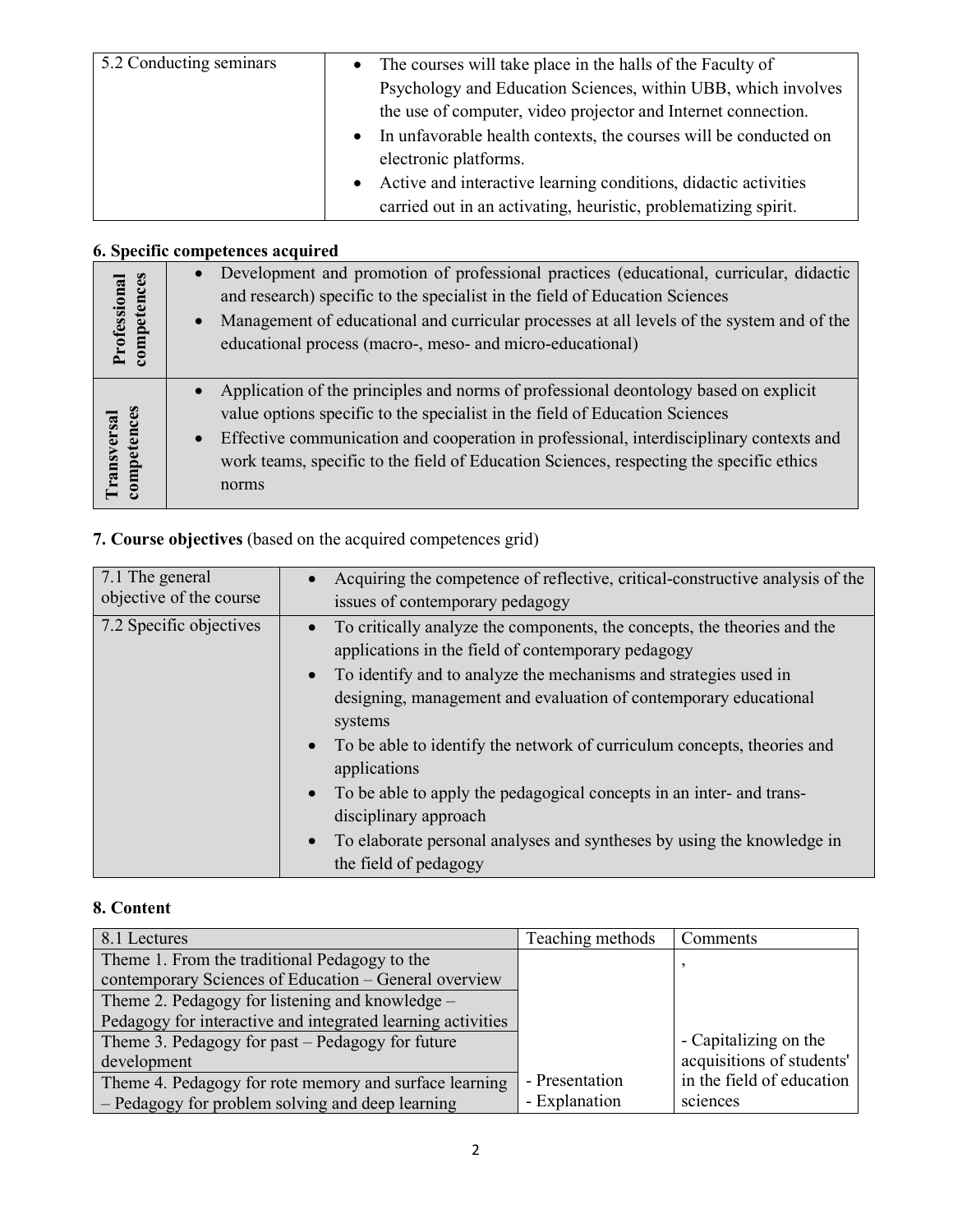| 5.2 Conducting seminars | • The courses will take place in the halls of the Faculty of Psychology and Education Sciences, within UBB, which involves the use of computer, video projector and Internet connection.<br>• In unfavorable health contexts, the courses will be conducted on electronic platforms.<br>• Active and interactive learning conditions, didactic activities carried out in an activating, heuristic, problematizing spirit. |
|---|---|

**6. Specific competences acquired**

| | |
|---|---|
| Professional competences | • Development and promotion of professional practices (educational, curricular, didactic and research) specific to the specialist in the field of Education Sciences<br>• Management of educational and curricular processes at all levels of the system and of the educational process (macro-, meso- and micro-educational) |
| Transversal competences | • Application of the principles and norms of professional deontology based on explicit value options specific to the specialist in the field of Education Sciences<br>• Effective communication and cooperation in professional, interdisciplinary contexts and work teams, specific to the field of Education Sciences, respecting the specific ethics norms |

**7. Course objectives** (based on the acquired competences grid)

| 7.1 The general objective of the course | • Acquiring the competence of reflective, critical-constructive analysis of the issues of contemporary pedagogy |
|---|---|
| 7.2 Specific objectives | • To critically analyze the components, the concepts, the theories and the applications in the field of contemporary pedagogy<br>• To identify and to analyze the mechanisms and strategies used in designing, management and evaluation of contemporary educational systems<br>• To be able to identify the network of curriculum concepts, theories and applications<br>• To be able to apply the pedagogical concepts in an inter- and trans-disciplinary approach<br>• To elaborate personal analyses and syntheses by using the knowledge in the field of pedagogy |

**8. Content**

| 8.1 Lectures | Teaching methods | Comments |
|---|---|---|
| Theme 1. From the traditional Pedagogy to the contemporary Sciences of Education – General overview | | , |
| Theme 2. Pedagogy for listening and knowledge – Pedagogy for interactive and integrated learning activities | | |
| Theme 3. Pedagogy for past – Pedagogy for future development | | - Capitalizing on the acquisitions of students' |
| Theme 4. Pedagogy for rote memory and surface learning – Pedagogy for problem solving and deep learning | - Presentation<br>- Explanation | in the field of education sciences |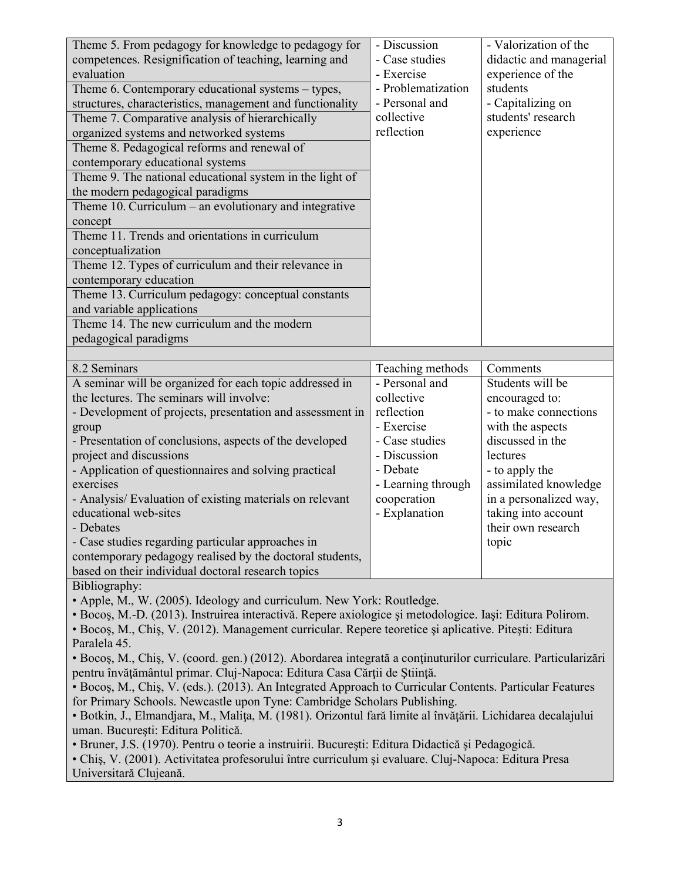| | | |
|---|---|---|
| Theme 5. From pedagogy for knowledge to pedagogy for competences. Resignification of teaching, learning and evaluation | - Discussion<br>- Case studies<br>- Exercise<br>- Problematization<br>- Personal and collective reflection | - Valorization of the didactic and managerial experience of the students<br>- Capitalizing on students' research experience |
| Theme 6. Contemporary educational systems – types, structures, characteristics, management and functionality | | |
| Theme 7. Comparative analysis of hierarchically organized systems and networked systems | | |
| Theme 8. Pedagogical reforms and renewal of contemporary educational systems | | |
| Theme 9. The national educational system in the light of the modern pedagogical paradigms | | |
| Theme 10. Curriculum – an evolutionary and integrative concept | | |
| Theme 11. Trends and orientations in curriculum conceptualization | | |
| Theme 12. Types of curriculum and their relevance in contemporary education | | |
| Theme 13. Curriculum pedagogy: conceptual constants and variable applications | | |
| Theme 14. The new curriculum and the modern pedagogical paradigms | | |

| 8.2 Seminars | Teaching methods | Comments |
|---|---|---|
| A seminar will be organized for each topic addressed in the lectures. The seminars will involve:<br>- Development of projects, presentation and assessment in group<br>- Presentation of conclusions, aspects of the developed project and discussions<br>- Application of questionnaires and solving practical exercises<br>- Analysis/ Evaluation of existing materials on relevant educational web-sites<br>- Debates<br>- Case studies regarding particular approaches in contemporary pedagogy realised by the doctoral students, based on their individual doctoral research topics | - Personal and collective reflection<br>- Exercise<br>- Case studies<br>- Discussion<br>- Debate<br>- Learning through cooperation<br>- Explanation | Students will be encouraged to:<br>- to make connections with the aspects discussed in the lectures<br>- to apply the assimilated knowledge in a personalized way, taking into account their own research topic |

Bibliography:

- Apple, M., W. (2005). Ideology and curriculum. New York: Routledge.
- Bocoş, M.-D. (2013). Instruirea interactivă. Repere axiologice şi metodologice. Iaşi: Editura Polirom.
- Bocoş, M., Chiş, V. (2012). Management curricular. Repere teoretice şi aplicative. Piteşti: Editura Paralela 45.
- Bocoş, M., Chiş, V. (coord. gen.) (2012). Abordarea integrată a conţinuturilor curriculare. Particularizări pentru învăţământul primar. Cluj-Napoca: Editura Casa Cărţii de Ştiinţă.
- Bocoş, M., Chiş, V. (eds.). (2013). An Integrated Approach to Curricular Contents. Particular Features for Primary Schools. Newcastle upon Tyne: Cambridge Scholars Publishing.
- Botkin, J., Elmandjara, M., Maliţa, M. (1981). Orizontul fară limite al învăţării. Lichidarea decalajului uman. Bucureşti: Editura Politică.
- Bruner, J.S. (1970). Pentru o teorie a instruirii. Bucureşti: Editura Didactică şi Pedagogică.
- Chiş, V. (2001). Activitatea profesorului între curriculum şi evaluare. Cluj-Napoca: Editura Presa Universitară Clujeană.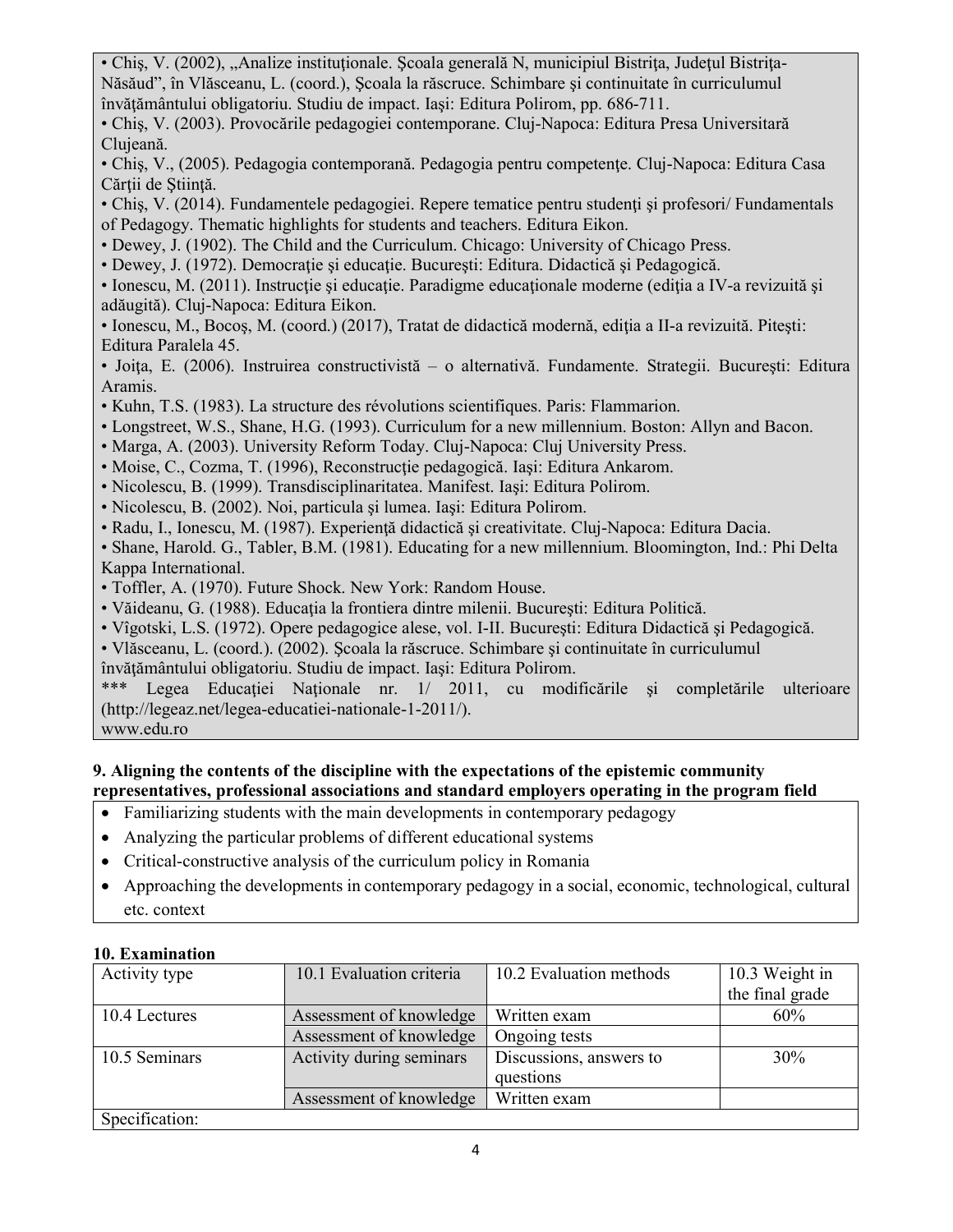• Chiş, V. (2002), „Analize instituţionale. Şcoala generală N, municipiul Bistriţa, Judeţul Bistriţa-Năsăud", în Vlăsceanu, L. (coord.), Şcoala la răscruce. Schimbare şi continuitate în curriculumul învăţământului obligatoriu. Studiu de impact. Iaşi: Editura Polirom, pp. 686-711.
• Chiş, V. (2003). Provocările pedagogiei contemporane. Cluj-Napoca: Editura Presa Universitară Clujeană.
• Chiş, V., (2005). Pedagogia contemporană. Pedagogia pentru competenţe. Cluj-Napoca: Editura Casa Cărţii de Ştiinţă.
• Chiş, V. (2014). Fundamentele pedagogiei. Repere tematice pentru studenţi şi profesori/ Fundamentals of Pedagogy. Thematic highlights for students and teachers. Editura Eikon.
• Dewey, J. (1902). The Child and the Curriculum. Chicago: University of Chicago Press.
• Dewey, J. (1972). Democraţie şi educaţie. Bucureşti: Editura. Didactică şi Pedagogică.
• Ionescu, M. (2011). Instrucţie şi educaţie. Paradigme educaţionale moderne (ediţia a IV-a revizuită şi adăugită). Cluj-Napoca: Editura Eikon.
• Ionescu, M., Bocoş, M. (coord.) (2017), Tratat de didactică modernă, ediţia a II-a revizuită. Piteşti: Editura Paralela 45.
• Joiţa, E. (2006). Instruirea constructivistă – o alternativă. Fundamente. Strategii. Bucureşti: Editura Aramis.
• Kuhn, T.S. (1983). La structure des révolutions scientifiques. Paris: Flammarion.
• Longstreet, W.S., Shane, H.G. (1993). Curriculum for a new millennium. Boston: Allyn and Bacon.
• Marga, A. (2003). University Reform Today. Cluj-Napoca: Cluj University Press.
• Moise, C., Cozma, T. (1996), Reconstrucţie pedagogică. Iaşi: Editura Ankarom.
• Nicolescu, B. (1999). Transdisciplinaritatea. Manifest. Iaşi: Editura Polirom.
• Nicolescu, B. (2002). Noi, particula şi lumea. Iaşi: Editura Polirom.
• Radu, I., Ionescu, M. (1987). Experienţă didactică şi creativitate. Cluj-Napoca: Editura Dacia.
• Shane, Harold. G., Tabler, B.M. (1981). Educating for a new millennium. Bloomington, Ind.: Phi Delta Kappa International.
• Toffler, A. (1970). Future Shock. New York: Random House.
• Văideanu, G. (1988). Educaţia la frontiera dintre milenii. Bucureşti: Editura Politică.
• Vîgotski, L.S. (1972). Opere pedagogice alese, vol. I-II. Bucureşti: Editura Didactică şi Pedagogică.
• Vlăsceanu, L. (coord.). (2002). Şcoala la răscruce. Schimbare şi continuitate în curriculumul învăţământului obligatoriu. Studiu de impact. Iaşi: Editura Polirom.
*** Legea Educaţiei Naţionale nr. 1/ 2011, cu modificările şi completările ulterioare (http://legeaz.net/legea-educatiei-nationale-1-2011/).
www.edu.ro

**9. Aligning the contents of the discipline with the expectations of the epistemic community representatives, professional associations and standard employers operating in the program field**

- Familiarizing students with the main developments in contemporary pedagogy
- Analyzing the particular problems of different educational systems
- Critical-constructive analysis of the curriculum policy in Romania
- Approaching the developments in contemporary pedagogy in a social, economic, technological, cultural etc. context

**10. Examination**

| Activity type | 10.1 Evaluation criteria | 10.2 Evaluation methods | 10.3 Weight in the final grade |
|---|---|---|---|
| 10.4 Lectures | Assessment of knowledge | Written exam | 60% |
| | Assessment of knowledge | Ongoing tests | |
| 10.5 Seminars | Activity during seminars | Discussions, answers to questions | 30% |
| | Assessment of knowledge | Written exam | |
| Specification: | | | |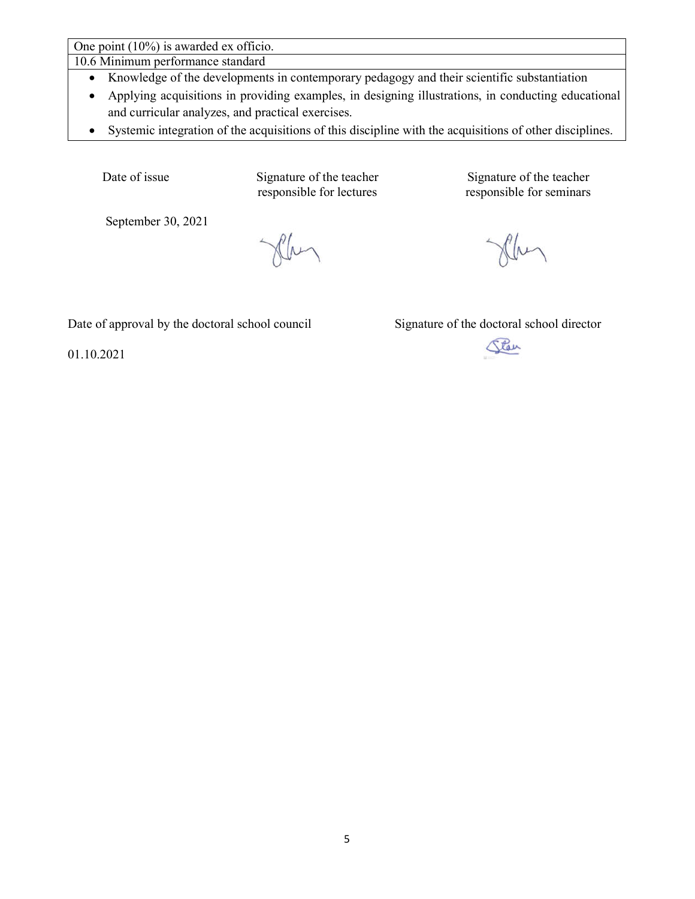| |
|---|
| One point (10%) is awarded ex officio. |
| 10.6 Minimum performance standard |
| • Knowledge of the developments in contemporary pedagogy and their scientific substantiation<br>• Applying acquisitions in providing examples, in designing illustrations, in conducting educational and curricular analyzes, and practical exercises.<br>• Systemic integration of the acquisitions of this discipline with the acquisitions of other disciplines. |

Date of issue

September 30, 2021

Signature of the teacher responsible for lectures

Signature of the teacher responsible for seminars

Date of approval by the doctoral school council

01.10.2021

Signature of the doctoral school director